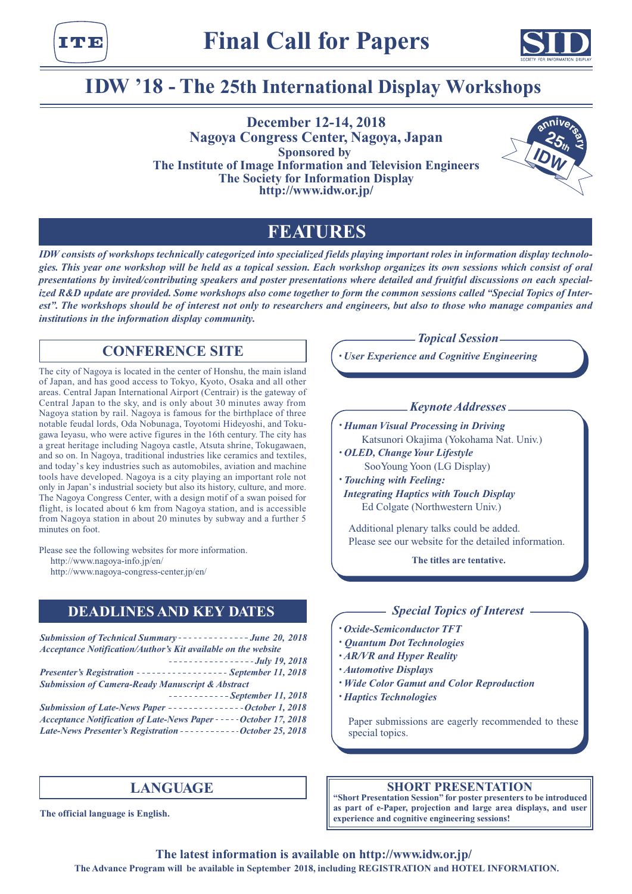# Final Call for Papers

## IDW '18 - The 25th International Display Workshops

**December 12-14, 2018**
**Nagoya Congress Center, Nagoya, Japan**
**Sponsored by**
**The Institute of Image Information and Television Engineers**
**The Society for Information Display**
**http://www.idw.or.jp/**

## FEATURES

***IDW consists of workshops technically categorized into specialized fields playing important roles in information display technologies. This year one workshop will be held as a topical session. Each workshop organizes its own sessions which consist of oral presentations by invited/contributing speakers and poster presentations where detailed and fruitful discussions on each specialized R&D update are provided. Some workshops also come together to form the common sessions called "Special Topics of Interest". The workshops should be of interest not only to researchers and engineers, but also to those who manage companies and institutions in the information display community.***

## CONFERENCE SITE

The city of Nagoya is located in the center of Honshu, the main island of Japan, and has good access to Tokyo, Kyoto, Osaka and all other areas. Central Japan International Airport (Centrair) is the gateway of Central Japan to the sky, and is only about 30 minutes away from Nagoya station by rail. Nagoya is famous for the birthplace of three notable feudal lords, Oda Nobunaga, Toyotomi Hideyoshi, and Tokugawa Ieyasu, who were active figures in the 16th century. The city has a great heritage including Nagoya castle, Atsuta shrine, Tokugawaen, and so on. In Nagoya, traditional industries like ceramics and textiles, and today's key industries such as automobiles, aviation and machine tools have developed. Nagoya is a city playing an important role not only in Japan's industrial society but also its history, culture, and more. The Nagoya Congress Center, with a design motif of a swan poised for flight, is located about 6 km from Nagoya station, and is accessible from Nagoya station in about 20 minutes by subway and a further 5 minutes on foot.

Please see the following websites for more information.
http://www.nagoya-info.jp/en/
http://www.nagoya-congress-center.jp/en/

## DEADLINES AND KEY DATES

| | |
|---|---|
| *Submission of Technical Summary* | *June 20, 2018* |
| *Acceptance Notification/Author's Kit available on the website* | *July 19, 2018* |
| *Presenter's Registration* | *September 11, 2018* |
| *Submission of Camera-Ready Manuscript & Abstract* | *September 11, 2018* |
| *Submission of Late-News Paper* | *October 1, 2018* |
| *Acceptance Notification of Late-News Paper* | *October 17, 2018* |
| *Late-News Presenter's Registration* | *October 25, 2018* |

### *Topical Session*

- *User Experience and Cognitive Engineering*

### *Keynote Addresses*

- ***Human Visual Processing in Driving***
  Katsunori Okajima (Yokohama Nat. Univ.)
- ***OLED, Change Your Lifestyle***
  SooYoung Yoon (LG Display)
- ***Touching with Feeling: Integrating Haptics with Touch Display***
  Ed Colgate (Northwestern Univ.)

Additional plenary talks could be added.
Please see our website for the detailed information.

**The titles are tentative.**

### *Special Topics of Interest*

- *Oxide-Semiconductor TFT*
- *Quantum Dot Technologies*
- *AR/VR and Hyper Reality*
- *Automotive Displays*
- *Wide Color Gamut and Color Reproduction*
- *Haptics Technologies*

Paper submissions are eagerly recommended to these special topics.

## LANGUAGE

**The official language is English.**

## SHORT PRESENTATION

**"Short Presentation Session" for poster presenters to be introduced as part of e-Paper, projection and large area displays, and user experience and cognitive engineering sessions!**

**The latest information is available on http://www.idw.or.jp/**

**The Advance Program will be available in September 2018, including REGISTRATION and HOTEL INFORMATION.**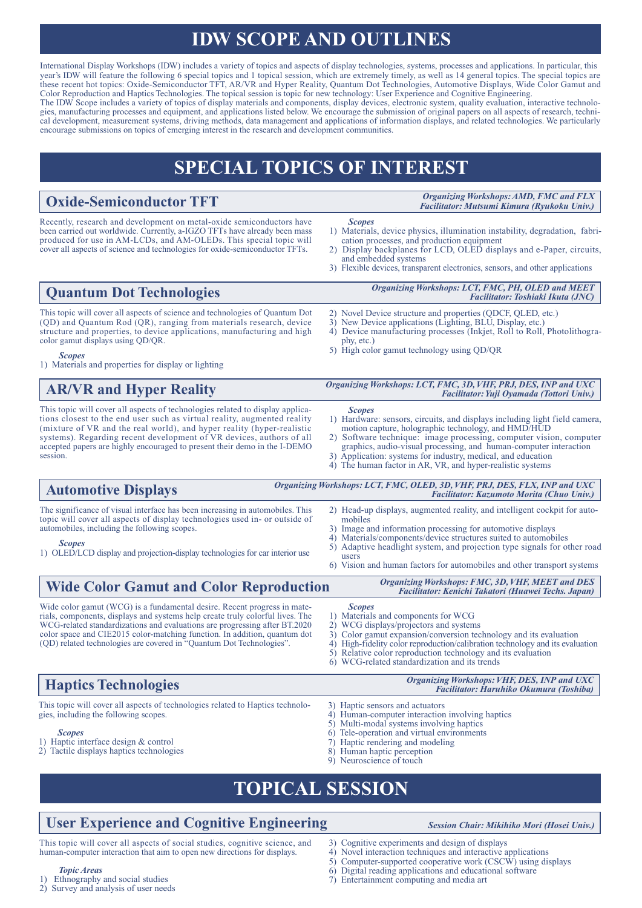# IDW SCOPE AND OUTLINES

International Display Workshops (IDW) includes a variety of topics and aspects of display technologies, systems, processes and applications. In particular, this year's IDW will feature the following 6 special topics and 1 topical session, which are extremely timely, as well as 14 general topics. The special topics are these recent hot topics: Oxide-Semiconductor TFT, AR/VR and Hyper Reality, Quantum Dot Technologies, Automotive Displays, Wide Color Gamut and Color Reproduction and Haptics Technologies. The topical session is topic for new technology: User Experience and Cognitive Engineering.

The IDW Scope includes a variety of topics of display materials and components, display devices, electronic system, quality evaluation, interactive technologies, manufacturing processes and equipment, and applications listed below. We encourage the submission of original papers on all aspects of research, technical development, measurement systems, driving methods, data management and applications of information displays, and related technologies. We particularly encourage submissions on topics of emerging interest in the research and development communities.

# SPECIAL TOPICS OF INTEREST

## Oxide-Semiconductor TFT

*Organizing Workshops: AMD, FMC and FLX*
*Facilitator: Mutsumi Kimura (Ryukoku Univ.)*

Recently, research and development on metal-oxide semiconductors have been carried out worldwide. Currently, a-IGZO TFTs have already been mass produced for use in AM-LCDs, and AM-OLEDs. This special topic will cover all aspects of science and technologies for oxide-semiconductor TFTs.

*Scopes*

1) Materials, device physics, illumination instability, degradation, fabrication processes, and production equipment
2) Display backplanes for LCD, OLED displays and e-Paper, circuits, and embedded systems
3) Flexible devices, transparent electronics, sensors, and other applications

## Quantum Dot Technologies

*Organizing Workshops: LCT, FMC, PH, OLED and MEET*
*Facilitator: Toshiaki Ikuta (JNC)*

This topic will cover all aspects of science and technologies of Quantum Dot (QD) and Quantum Rod (QR), ranging from materials research, device structure and properties, to device applications, manufacturing and high color gamut displays using QD/QR.

*Scopes*

1) Materials and properties for display or lighting
2) Novel Device structure and properties (QDCF, QLED, etc.)
3) New Device applications (Lighting, BLU, Display, etc.)
4) Device manufacturing processes (Inkjet, Roll to Roll, Photolithography, etc.)
5) High color gamut technology using QD/QR

## AR/VR and Hyper Reality

*Organizing Workshops: LCT, FMC, 3D, VHF, PRJ, DES, INP and UXC*
*Facilitator: Yuji Oyamada (Tottori Univ.)*

This topic will cover all aspects of technologies related to display applications closest to the end user such as virtual reality, augmented reality (mixture of VR and the real world), and hyper reality (hyper-realistic systems). Regarding recent development of VR devices, authors of all accepted papers are highly encouraged to present their demo in the I-DEMO session.

*Scopes*

1) Hardware: sensors, circuits, and displays including light field camera, motion capture, holographic technology, and HMD/HUD
2) Software technique: image processing, computer vision, computer graphics, audio-visual processing, and human-computer interaction
3) Application: systems for industry, medical, and education
4) The human factor in AR, VR, and hyper-realistic systems

## Automotive Displays

*Organizing Workshops: LCT, FMC, OLED, 3D, VHF, PRJ, DES, FLX, INP and UXC*
*Facilitator: Kazumoto Morita (Chuo Univ.)*

The significance of visual interface has been increasing in automobiles. This topic will cover all aspects of display technologies used in- or outside of automobiles, including the following scopes.

*Scopes*

1) OLED/LCD display and projection-display technologies for car interior use
2) Head-up displays, augmented reality, and intelligent cockpit for automobiles
3) Image and information processing for automotive displays
4) Materials/components/device structures suited to automobiles
5) Adaptive headlight system, and projection type signals for other road users
6) Vision and human factors for automobiles and other transport systems

## Wide Color Gamut and Color Reproduction

*Organizing Workshops: FMC, 3D, VHF, MEET and DES*
*Facilitator: Kenichi Takatori (Huawei Techs. Japan)*

Wide color gamut (WCG) is a fundamental desire. Recent progress in materials, components, displays and systems help create truly colorful lives. The WCG-related standardizations and evaluations are progressing after BT.2020 color space and CIE2015 color-matching function. In addition, quantum dot (QD) related technologies are covered in "Quantum Dot Technologies".

*Scopes*

1) Materials and components for WCG
2) WCG displays/projectors and systems
3) Color gamut expansion/conversion technology and its evaluation
4) High-fidelity color reproduction/calibration technology and its evaluation
5) Relative color reproduction technology and its evaluation
6) WCG-related standardization and its trends

## Haptics Technologies

*Organizing Workshops: VHF, DES, INP and UXC*
*Facilitator: Haruhiko Okumura (Toshiba)*

This topic will cover all aspects of technologies related to Haptics technologies, including the following scopes.

*Scopes*

1) Haptic interface design & control
2) Tactile displays haptics technologies
3) Haptic sensors and actuators
4) Human-computer interaction involving haptics
5) Multi-modal systems involving haptics
6) Tele-operation and virtual environments
7) Haptic rendering and modeling
8) Human haptic perception
9) Neuroscience of touch

# TOPICAL SESSION

## User Experience and Cognitive Engineering

*Session Chair: Mikihiko Mori (Hosei Univ.)*

This topic will cover all aspects of social studies, cognitive science, and human-computer interaction that aim to open new directions for displays.

*Topic Areas*

1) Ethnography and social studies
2) Survey and analysis of user needs
3) Cognitive experiments and design of displays
4) Novel interaction techniques and interactive applications
5) Computer-supported cooperative work (CSCW) using displays
6) Digital reading applications and educational software
7) Entertainment computing and media art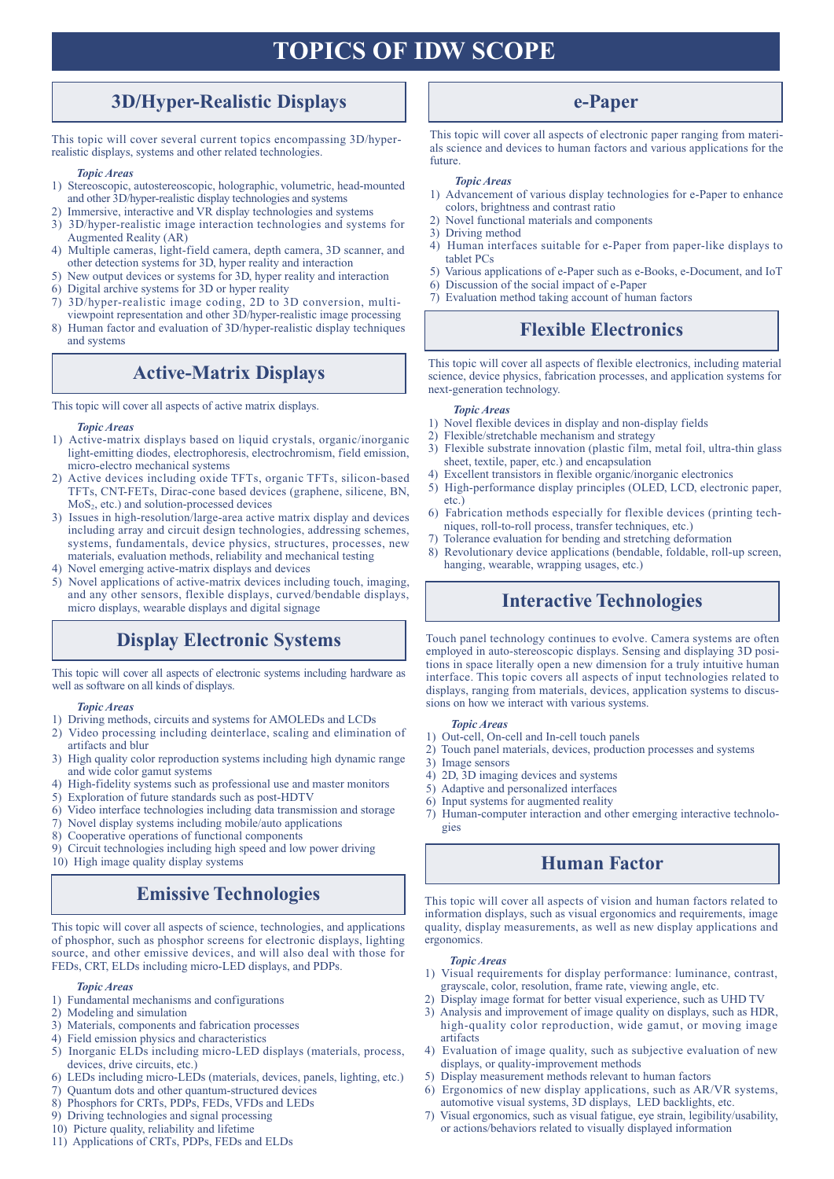# TOPICS OF IDW SCOPE

## 3D/Hyper-Realistic Displays

This topic will cover several current topics encompassing 3D/hyper-realistic displays, systems and other related technologies.

*Topic Areas*

1) Stereoscopic, autostereoscopic, holographic, volumetric, head-mounted and other 3D/hyper-realistic display technologies and systems
2) Immersive, interactive and VR display technologies and systems
3) 3D/hyper-realistic image interaction technologies and systems for Augmented Reality (AR)
4) Multiple cameras, light-field camera, depth camera, 3D scanner, and other detection systems for 3D, hyper reality and interaction
5) New output devices or systems for 3D, hyper reality and interaction
6) Digital archive systems for 3D or hyper reality
7) 3D/hyper-realistic image coding, 2D to 3D conversion, multi-viewpoint representation and other 3D/hyper-realistic image processing
8) Human factor and evaluation of 3D/hyper-realistic display techniques and systems

## Active-Matrix Displays

This topic will cover all aspects of active matrix displays.

*Topic Areas*

1) Active-matrix displays based on liquid crystals, organic/inorganic light-emitting diodes, electrophoresis, electrochromism, field emission, micro-electro mechanical systems
2) Active devices including oxide TFTs, organic TFTs, silicon-based TFTs, CNT-FETs, Dirac-cone based devices (graphene, silicene, BN, $MoS_2$, etc.) and solution-processed devices
3) Issues in high-resolution/large-area active matrix display and devices including array and circuit design technologies, addressing schemes, systems, fundamentals, device physics, structures, processes, new materials, evaluation methods, reliability and mechanical testing
4) Novel emerging active-matrix displays and devices
5) Novel applications of active-matrix devices including touch, imaging, and any other sensors, flexible displays, curved/bendable displays, micro displays, wearable displays and digital signage

## Display Electronic Systems

This topic will cover all aspects of electronic systems including hardware as well as software on all kinds of displays.

*Topic Areas*

1) Driving methods, circuits and systems for AMOLEDs and LCDs
2) Video processing including deinterlace, scaling and elimination of artifacts and blur
3) High quality color reproduction systems including high dynamic range and wide color gamut systems
4) High-fidelity systems such as professional use and master monitors
5) Exploration of future standards such as post-HDTV
6) Video interface technologies including data transmission and storage
7) Novel display systems including mobile/auto applications
8) Cooperative operations of functional components
9) Circuit technologies including high speed and low power driving
10) High image quality display systems

## Emissive Technologies

This topic will cover all aspects of science, technologies, and applications of phosphor, such as phosphor screens for electronic displays, lighting source, and other emissive devices, and will also deal with those for FEDs, CRT, ELDs including micro-LED displays, and PDPs.

*Topic Areas*

1) Fundamental mechanisms and configurations
2) Modeling and simulation
3) Materials, components and fabrication processes
4) Field emission physics and characteristics
5) Inorganic ELDs including micro-LED displays (materials, process, devices, drive circuits, etc.)
6) LEDs including micro-LEDs (materials, devices, panels, lighting, etc.)
7) Quantum dots and other quantum-structured devices
8) Phosphors for CRTs, PDPs, FEDs, VFDs and LEDs
9) Driving technologies and signal processing
10) Picture quality, reliability and lifetime
11) Applications of CRTs, PDPs, FEDs and ELDs

## e-Paper

This topic will cover all aspects of electronic paper ranging from materials science and devices to human factors and various applications for the future.

*Topic Areas*

1) Advancement of various display technologies for e-Paper to enhance colors, brightness and contrast ratio
2) Novel functional materials and components
3) Driving method
4) Human interfaces suitable for e-Paper from paper-like displays to tablet PCs
5) Various applications of e-Paper such as e-Books, e-Document, and IoT
6) Discussion of the social impact of e-Paper
7) Evaluation method taking account of human factors

## Flexible Electronics

This topic will cover all aspects of flexible electronics, including material science, device physics, fabrication processes, and application systems for next-generation technology.

*Topic Areas*

1) Novel flexible devices in display and non-display fields
2) Flexible/stretchable mechanism and strategy
3) Flexible substrate innovation (plastic film, metal foil, ultra-thin glass sheet, textile, paper, etc.) and encapsulation
4) Excellent transistors in flexible organic/inorganic electronics
5) High-performance display principles (OLED, LCD, electronic paper, etc.)
6) Fabrication methods especially for flexible devices (printing techniques, roll-to-roll process, transfer techniques, etc.)
7) Tolerance evaluation for bending and stretching deformation
8) Revolutionary device applications (bendable, foldable, roll-up screen, hanging, wearable, wrapping usages, etc.)

## Interactive Technologies

Touch panel technology continues to evolve. Camera systems are often employed in auto-stereoscopic displays. Sensing and displaying 3D positions in space literally open a new dimension for a truly intuitive human interface. This topic covers all aspects of input technologies related to displays, ranging from materials, devices, application systems to discussions on how we interact with various systems.

*Topic Areas*

1) Out-cell, On-cell and In-cell touch panels
2) Touch panel materials, devices, production processes and systems
3) Image sensors
4) 2D, 3D imaging devices and systems
5) Adaptive and personalized interfaces
6) Input systems for augmented reality
7) Human-computer interaction and other emerging interactive technologies

## Human Factor

This topic will cover all aspects of vision and human factors related to information displays, such as visual ergonomics and requirements, image quality, display measurements, as well as new display applications and ergonomics.

*Topic Areas*

1) Visual requirements for display performance: luminance, contrast, grayscale, color, resolution, frame rate, viewing angle, etc.
2) Display image format for better visual experience, such as UHD TV
3) Analysis and improvement of image quality on displays, such as HDR, high-quality color reproduction, wide gamut, or moving image artifacts
4) Evaluation of image quality, such as subjective evaluation of new displays, or quality-improvement methods
5) Display measurement methods relevant to human factors
6) Ergonomics of new display applications, such as AR/VR systems, automotive visual systems, 3D displays, LED backlights, etc.
7) Visual ergonomics, such as visual fatigue, eye strain, legibility/usability, or actions/behaviors related to visually displayed information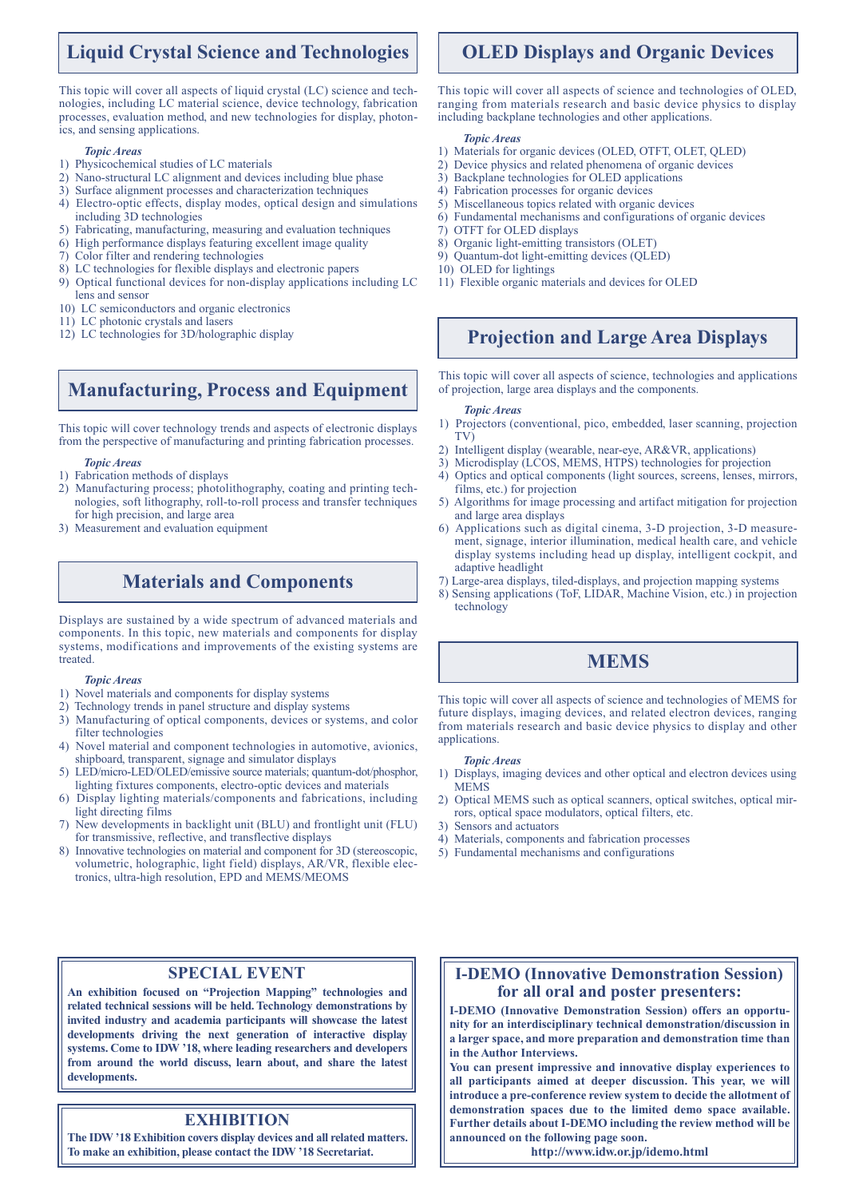## Liquid Crystal Science and Technologies

This topic will cover all aspects of liquid crystal (LC) science and technologies, including LC material science, device technology, fabrication processes, evaluation method, and new technologies for display, photonics, and sensing applications.

*Topic Areas*

1) Physicochemical studies of LC materials
2) Nano-structural LC alignment and devices including blue phase
3) Surface alignment processes and characterization techniques
4) Electro-optic effects, display modes, optical design and simulations including 3D technologies
5) Fabricating, manufacturing, measuring and evaluation techniques
6) High performance displays featuring excellent image quality
7) Color filter and rendering technologies
8) LC technologies for flexible displays and electronic papers
9) Optical functional devices for non-display applications including LC lens and sensor
10) LC semiconductors and organic electronics
11) LC photonic crystals and lasers
12) LC technologies for 3D/holographic display

## Manufacturing, Process and Equipment

This topic will cover technology trends and aspects of electronic displays from the perspective of manufacturing and printing fabrication processes.

*Topic Areas*

1) Fabrication methods of displays
2) Manufacturing process; photolithography, coating and printing technologies, soft lithography, roll-to-roll process and transfer techniques for high precision, and large area
3) Measurement and evaluation equipment

## Materials and Components

Displays are sustained by a wide spectrum of advanced materials and components. In this topic, new materials and components for display systems, modifications and improvements of the existing systems are treated.

*Topic Areas*

1) Novel materials and components for display systems
2) Technology trends in panel structure and display systems
3) Manufacturing of optical components, devices or systems, and color filter technologies
4) Novel material and component technologies in automotive, avionics, shipboard, transparent, signage and simulator displays
5) LED/micro-LED/OLED/emissive source materials; quantum-dot/phosphor, lighting fixtures components, electro-optic devices and materials
6) Display lighting materials/components and fabrications, including light directing films
7) New developments in backlight unit (BLU) and frontlight unit (FLU) for transmissive, reflective, and transflective displays
8) Innovative technologies on material and component for 3D (stereoscopic, volumetric, holographic, light field) displays, AR/VR, flexible electronics, ultra-high resolution, EPD and MEMS/MEOMS

## OLED Displays and Organic Devices

This topic will cover all aspects of science and technologies of OLED, ranging from materials research and basic device physics to display including backplane technologies and other applications.

*Topic Areas*

1) Materials for organic devices (OLED, OTFT, OLET, QLED)
2) Device physics and related phenomena of organic devices
3) Backplane technologies for OLED applications
4) Fabrication processes for organic devices
5) Miscellaneous topics related with organic devices
6) Fundamental mechanisms and configurations of organic devices
7) OTFT for OLED displays
8) Organic light-emitting transistors (OLET)
9) Quantum-dot light-emitting devices (QLED)
10) OLED for lightings
11) Flexible organic materials and devices for OLED

## Projection and Large Area Displays

This topic will cover all aspects of science, technologies and applications of projection, large area displays and the components.

*Topic Areas*

1) Projectors (conventional, pico, embedded, laser scanning, projection TV)
2) Intelligent display (wearable, near-eye, AR&VR, applications)
3) Microdisplay (LCOS, MEMS, HTPS) technologies for projection
4) Optics and optical components (light sources, screens, lenses, mirrors, films, etc.) for projection
5) Algorithms for image processing and artifact mitigation for projection and large area displays
6) Applications such as digital cinema, 3-D projection, 3-D measurement, signage, interior illumination, medical health care, and vehicle display systems including head up display, intelligent cockpit, and adaptive headlight
7) Large-area displays, tiled-displays, and projection mapping systems
8) Sensing applications (ToF, LIDAR, Machine Vision, etc.) in projection technology

## MEMS

This topic will cover all aspects of science and technologies of MEMS for future displays, imaging devices, and related electron devices, ranging from materials research and basic device physics to display and other applications.

*Topic Areas*

1) Displays, imaging devices and other optical and electron devices using MEMS
2) Optical MEMS such as optical scanners, optical switches, optical mirrors, optical space modulators, optical filters, etc.
3) Sensors and actuators
4) Materials, components and fabrication processes
5) Fundamental mechanisms and configurations

## SPECIAL EVENT

**An exhibition focused on "Projection Mapping" technologies and related technical sessions will be held. Technology demonstrations by invited industry and academia participants will showcase the latest developments driving the next generation of interactive display systems. Come to IDW '18, where leading researchers and developers from around the world discuss, learn about, and share the latest developments.**

## EXHIBITION

**The IDW '18 Exhibition covers display devices and all related matters. To make an exhibition, please contact the IDW '18 Secretariat.**

## I-DEMO (Innovative Demonstration Session) for all oral and poster presenters:

**I-DEMO (Innovative Demonstration Session) offers an opportunity for an interdisciplinary technical demonstration/discussion in a larger space, and more preparation and demonstration time than in the Author Interviews.**

**You can present impressive and innovative display experiences to all participants aimed at deeper discussion. This year, we will introduce a pre-conference review system to decide the allotment of demonstration spaces due to the limited demo space available. Further details about I-DEMO including the review method will be announced on the following page soon.**

**http://www.idw.or.jp/idemo.html**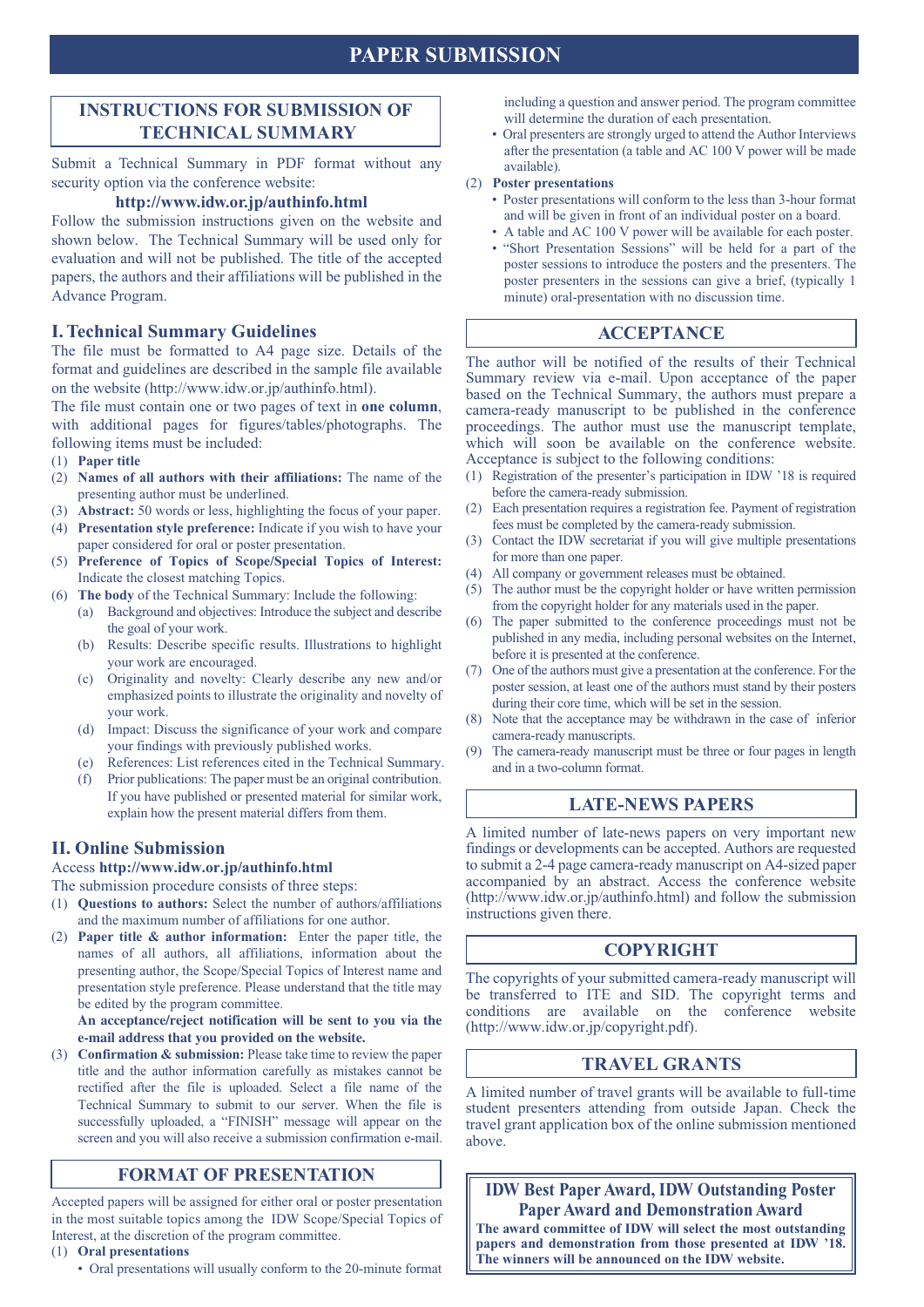# PAPER SUBMISSION

## INSTRUCTIONS FOR SUBMISSION OF TECHNICAL SUMMARY

Submit a Technical Summary in PDF format without any security option via the conference website:

**http://www.idw.or.jp/authinfo.html**

Follow the submission instructions given on the website and shown below. The Technical Summary will be used only for evaluation and will not be published. The title of the accepted papers, the authors and their affiliations will be published in the Advance Program.

### I. Technical Summary Guidelines

The file must be formatted to A4 page size. Details of the format and guidelines are described in the sample file available on the website (http://www.idw.or.jp/authinfo.html).

The file must contain one or two pages of text in **one column**, with additional pages for figures/tables/photographs. The following items must be included:

(1) **Paper title**
(2) **Names of all authors with their affiliations:** The name of the presenting author must be underlined.
(3) **Abstract:** 50 words or less, highlighting the focus of your paper.
(4) **Presentation style preference:** Indicate if you wish to have your paper considered for oral or poster presentation.
(5) **Preference of Topics of Scope/Special Topics of Interest:** Indicate the closest matching Topics.
(6) **The body** of the Technical Summary: Include the following:
  (a) Background and objectives: Introduce the subject and describe the goal of your work.
  (b) Results: Describe specific results. Illustrations to highlight your work are encouraged.
  (c) Originality and novelty: Clearly describe any new and/or emphasized points to illustrate the originality and novelty of your work.
  (d) Impact: Discuss the significance of your work and compare your findings with previously published works.
  (e) References: List references cited in the Technical Summary.
  (f) Prior publications: The paper must be an original contribution. If you have published or presented material for similar work, explain how the present material differs from them.

### II. Online Submission

Access **http://www.idw.or.jp/authinfo.html**

The submission procedure consists of three steps:

(1) **Questions to authors:** Select the number of authors/affiliations and the maximum number of affiliations for one author.
(2) **Paper title & author information:** Enter the paper title, the names of all authors, all affiliations, information about the presenting author, the Scope/Special Topics of Interest name and presentation style preference. Please understand that the title may be edited by the program committee.
  **An acceptance/reject notification will be sent to you via the e-mail address that you provided on the website.**
(3) **Confirmation & submission:** Please take time to review the paper title and the author information carefully as mistakes cannot be rectified after the file is uploaded. Select a file name of the Technical Summary to submit to our server. When the file is successfully uploaded, a "FINISH" message will appear on the screen and you will also receive a submission confirmation e-mail.

## FORMAT OF PRESENTATION

Accepted papers will be assigned for either oral or poster presentation in the most suitable topics among the IDW Scope/Special Topics of Interest, at the discretion of the program committee.

(1) **Oral presentations**
  - Oral presentations will usually conform to the 20-minute format including a question and answer period. The program committee will determine the duration of each presentation.
  - Oral presenters are strongly urged to attend the Author Interviews after the presentation (a table and AC 100 V power will be made available).

(2) **Poster presentations**
  - Poster presentations will conform to the less than 3-hour format and will be given in front of an individual poster on a board.
  - A table and AC 100 V power will be available for each poster.
  - "Short Presentation Sessions" will be held for a part of the poster sessions to introduce the posters and the presenters. The poster presenters in the sessions can give a brief, (typically 1 minute) oral-presentation with no discussion time.

## ACCEPTANCE

The author will be notified of the results of their Technical Summary review via e-mail. Upon acceptance of the paper based on the Technical Summary, the authors must prepare a camera-ready manuscript to be published in the conference proceedings. The author must use the manuscript template, which will soon be available on the conference website. Acceptance is subject to the following conditions:

(1) Registration of the presenter's participation in IDW '18 is required before the camera-ready submission.
(2) Each presentation requires a registration fee. Payment of registration fees must be completed by the camera-ready submission.
(3) Contact the IDW secretariat if you will give multiple presentations for more than one paper.
(4) All company or government releases must be obtained.
(5) The author must be the copyright holder or have written permission from the copyright holder for any materials used in the paper.
(6) The paper submitted to the conference proceedings must not be published in any media, including personal websites on the Internet, before it is presented at the conference.
(7) One of the authors must give a presentation at the conference. For the poster session, at least one of the authors must stand by their posters during their core time, which will be set in the session.
(8) Note that the acceptance may be withdrawn in the case of inferior camera-ready manuscripts.
(9) The camera-ready manuscript must be three or four pages in length and in a two-column format.

## LATE-NEWS PAPERS

A limited number of late-news papers on very important new findings or developments can be accepted. Authors are requested to submit a 2-4 page camera-ready manuscript on A4-sized paper accompanied by an abstract. Access the conference website (http://www.idw.or.jp/authinfo.html) and follow the submission instructions given there.

## COPYRIGHT

The copyrights of your submitted camera-ready manuscript will be transferred to ITE and SID. The copyright terms and conditions are available on the conference website (http://www.idw.or.jp/copyright.pdf).

## TRAVEL GRANTS

A limited number of travel grants will be available to full-time student presenters attending from outside Japan. Check the travel grant application box of the online submission mentioned above.

## IDW Best Paper Award, IDW Outstanding Poster Paper Award and Demonstration Award

**The award committee of IDW will select the most outstanding papers and demonstration from those presented at IDW '18. The winners will be announced on the IDW website.**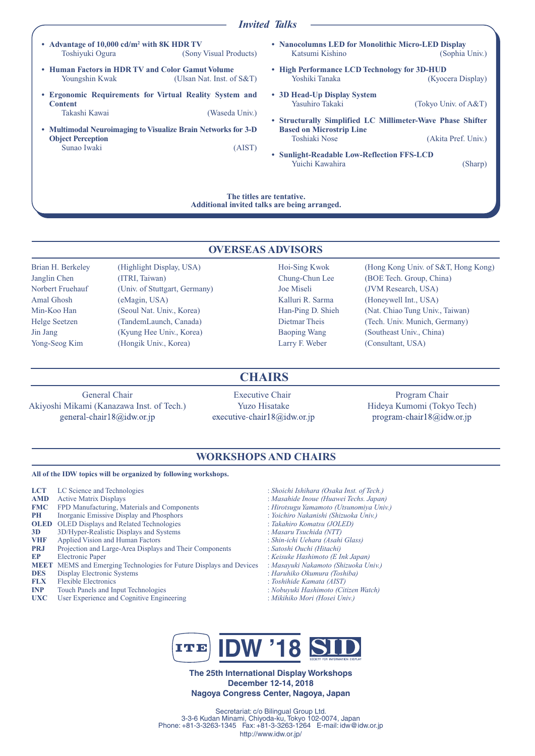## Invited Talks

- **Advantage of 10,000 cd/m$^2$ with 8K HDR TV**
  Toshiyuki Ogura (Sony Visual Products)
- **Human Factors in HDR TV and Color Gamut Volume**
  Youngshin Kwak (Ulsan Nat. Inst. of S&T)
- **Ergonomic Requirements for Virtual Reality System and Content**
  Takashi Kawai (Waseda Univ.)
- **Multimodal Neuroimaging to Visualize Brain Networks for 3-D Object Perception**
  Sunao Iwaki (AIST)
- **Nanocolumns LED for Monolithic Micro-LED Display**
  Katsumi Kishino (Sophia Univ.)
- **High Performance LCD Technology for 3D-HUD**
  Yoshiki Tanaka (Kyocera Display)
- **3D Head-Up Display System**
  Yasuhiro Takaki (Tokyo Univ. of A&T)
- **Structurally Simplified LC Millimeter-Wave Phase Shifter Based on Microstrip Line**
  Toshiaki Nose (Akita Pref. Univ.)
- **Sunlight-Readable Low-Reflection FFS-LCD**
  Yuichi Kawahira (Sharp)

**The titles are tentative.**
**Additional invited talks are being arranged.**

## OVERSEAS ADVISORS

| | | | |
|---|---|---|---|
| Brian H. Berkeley | (Highlight Display, USA) | Hoi-Sing Kwok | (Hong Kong Univ. of S&T, Hong Kong) |
| Janglin Chen | (ITRI, Taiwan) | Chung-Chun Lee | (BOE Tech. Group, China) |
| Norbert Fruehauf | (Univ. of Stuttgart, Germany) | Joe Miseli | (JVM Research, USA) |
| Amal Ghosh | (eMagin, USA) | Kalluri R. Sarma | (Honeywell Int., USA) |
| Min-Koo Han | (Seoul Nat. Univ., Korea) | Han-Ping D. Shieh | (Nat. Chiao Tung Univ., Taiwan) |
| Helge Seetzen | (TandemLaunch, Canada) | Dietmar Theis | (Tech. Univ. Munich, Germany) |
| Jin Jang | (Kyung Hee Univ., Korea) | Baoping Wang | (Southeast Univ., China) |
| Yong-Seog Kim | (Hongik Univ., Korea) | Larry F. Weber | (Consultant, USA) |

## CHAIRS

General Chair
Akiyoshi Mikami (Kanazawa Inst. of Tech.)
general-chair18@idw.or.jp

Executive Chair
Yuzo Hisatake
executive-chair18@idw.or.jp

Program Chair
Hideya Kumomi (Tokyo Tech)
program-chair18@idw.or.jp

## WORKSHOPS AND CHAIRS

**All of the IDW topics will be organized by following workshops.**

| | | |
|---|---|---|
| **LCT** | LC Science and Technologies | : *Shoichi Ishihara (Osaka Inst. of Tech.)* |
| **AMD** | Active Matrix Displays | : *Masahide Inoue (Huawei Techs. Japan)* |
| **FMC** | FPD Manufacturing, Materials and Components | : *Hirotsugu Yamamoto (Utsunomiya Univ.)* |
| **PH** | Inorganic Emissive Display and Phosphors | : *Yoichiro Nakanishi (Shizuoka Univ.)* |
| **OLED** | OLED Displays and Related Technologies | : *Takahiro Komatsu (JOLED)* |
| **3D** | 3D/Hyper-Realistic Displays and Systems | : *Masaru Tsuchida (NTT)* |
| **VHF** | Applied Vision and Human Factors | : *Shin-ichi Uehara (Asahi Glass)* |
| **PRJ** | Projection and Large-Area Displays and Their Components | : *Satoshi Ouchi (Hitachi)* |
| **EP** | Electronic Paper | : *Keisuke Hashimoto (E Ink Japan)* |
| **MEET** | MEMS and Emerging Technologies for Future Displays and Devices | : *Masayuki Nakamoto (Shizuoka Univ.)* |
| **DES** | Display Electronic Systems | : *Haruhiko Okumura (Toshiba)* |
| **FLX** | Flexible Electronics | : *Toshihide Kamata (AIST)* |
| **INP** | Touch Panels and Input Technologies | : *Nobuyuki Hashimoto (Citizen Watch)* |
| **UXC** | User Experience and Cognitive Engineering | : *Mikihiko Mori (Hosei Univ.)* |

ITE **IDW '18** SID

**The 25th International Display Workshops**
**December 12-14, 2018**
**Nagoya Congress Center, Nagoya, Japan**

Secretariat: c/o Bilingual Group Ltd.
3-3-6 Kudan Minami, Chiyoda-ku, Tokyo 102-0074, Japan
Phone: +81-3-3263-1345 Fax: +81-3-3263-1264 E-mail: idw@idw.or.jp
http://www.idw.or.jp/